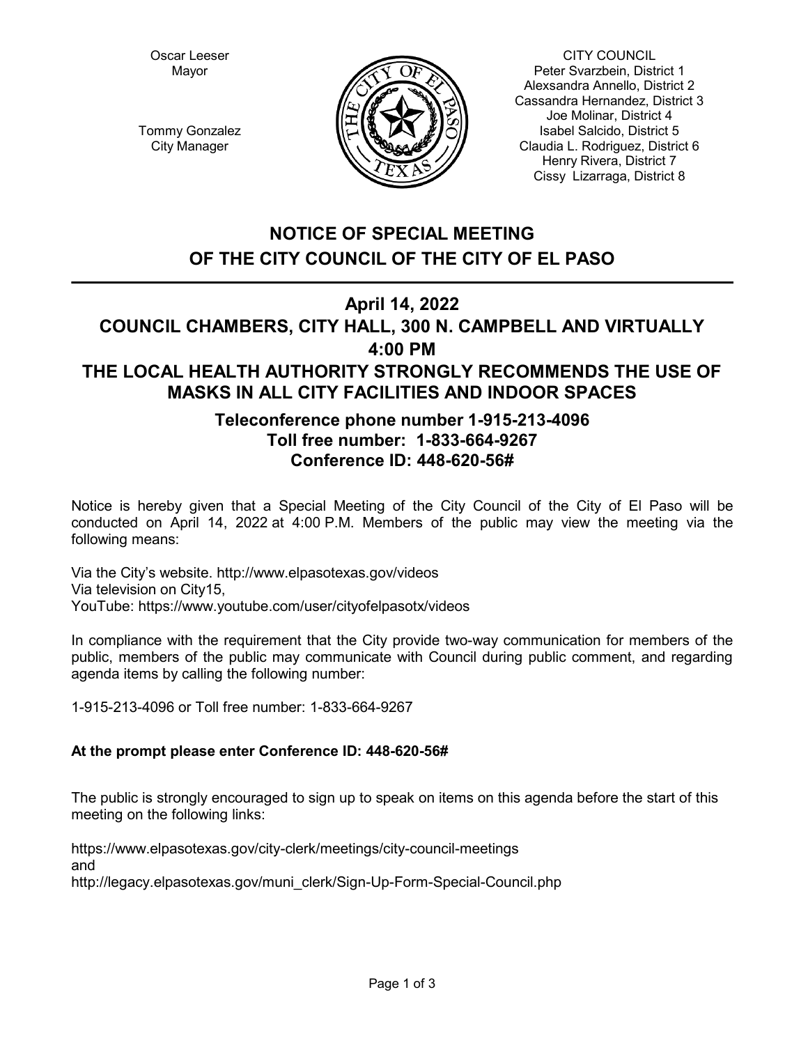Oscar Leeser
Mayor

Tommy Gonzalez
City Manager

CITY COUNCIL
Peter Svarzbein, District 1
Alexsandra Annello, District 2
Cassandra Hernandez, District 3
Joe Molinar, District 4
Isabel Salcido, District 5
Claudia L. Rodriguez, District 6
Henry Rivera, District 7
Cissy Lizarraga, District 8

# NOTICE OF SPECIAL MEETING OF THE CITY COUNCIL OF THE CITY OF EL PASO

## April 14, 2022
## COUNCIL CHAMBERS, CITY HALL, 300 N. CAMPBELL AND VIRTUALLY
## 4:00 PM
## THE LOCAL HEALTH AUTHORITY STRONGLY RECOMMENDS THE USE OF MASKS IN ALL CITY FACILITIES AND INDOOR SPACES

### Teleconference phone number 1-915-213-4096
### Toll free number: 1-833-664-9267
### Conference ID: 448-620-56#

Notice is hereby given that a Special Meeting of the City Council of the City of El Paso will be conducted on April 14, 2022 at 4:00 P.M. Members of the public may view the meeting via the following means:

Via the City's website. http://www.elpasotexas.gov/videos
Via television on City15,
YouTube: https://www.youtube.com/user/cityofelpasotx/videos

In compliance with the requirement that the City provide two-way communication for members of the public, members of the public may communicate with Council during public comment, and regarding agenda items by calling the following number:

1-915-213-4096 or Toll free number: 1-833-664-9267

**At the prompt please enter Conference ID: 448-620-56#**

The public is strongly encouraged to sign up to speak on items on this agenda before the start of this meeting on the following links:

https://www.elpasotexas.gov/city-clerk/meetings/city-council-meetings
and
http://legacy.elpasotexas.gov/muni_clerk/Sign-Up-Form-Special-Council.php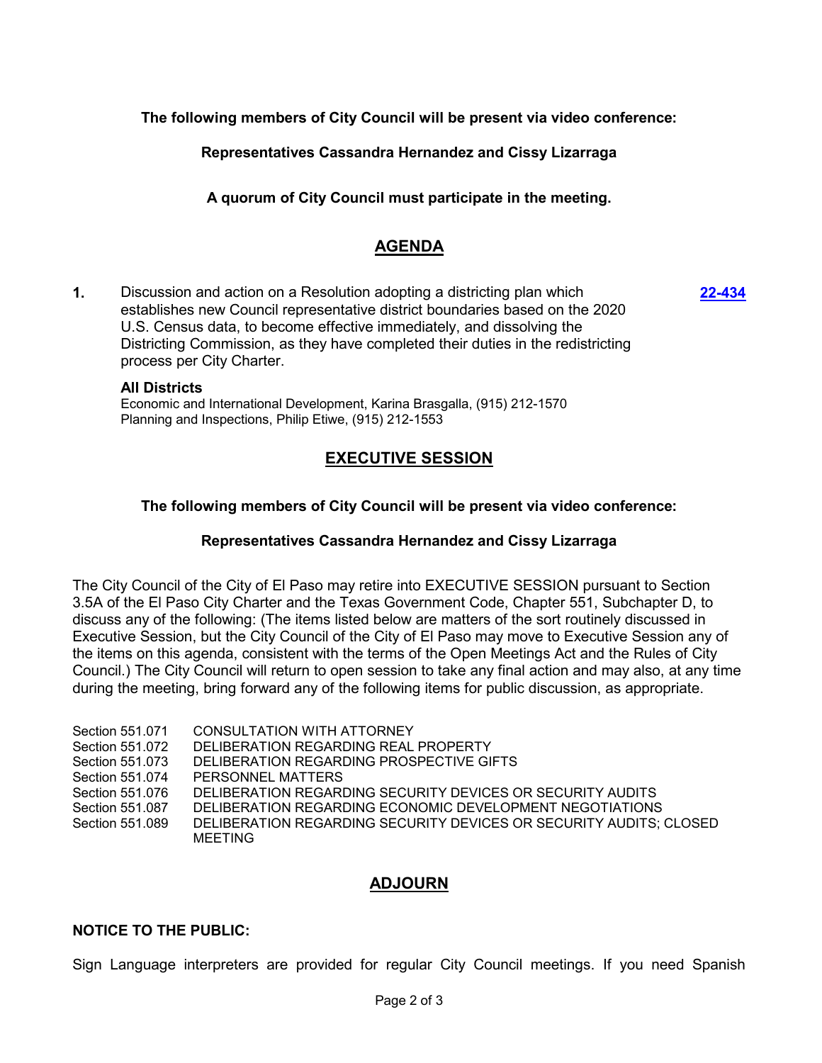**The following members of City Council will be present via video conference:**

**Representatives Cassandra Hernandez and Cissy Lizarraga**

**A quorum of City Council must participate in the meeting.**

## AGENDA

**1.** Discussion and action on a Resolution adopting a districting plan which establishes new Council representative district boundaries based on the 2020 U.S. Census data, to become effective immediately, and dissolving the Districting Commission, as they have completed their duties in the redistricting process per City Charter. **22-434**

**All Districts**
Economic and International Development, Karina Brasgalla, (915) 212-1570
Planning and Inspections, Philip Etiwe, (915) 212-1553

## EXECUTIVE SESSION

**The following members of City Council will be present via video conference:**

**Representatives Cassandra Hernandez and Cissy Lizarraga**

The City Council of the City of El Paso may retire into EXECUTIVE SESSION pursuant to Section 3.5A of the El Paso City Charter and the Texas Government Code, Chapter 551, Subchapter D, to discuss any of the following: (The items listed below are matters of the sort routinely discussed in Executive Session, but the City Council of the City of El Paso may move to Executive Session any of the items on this agenda, consistent with the terms of the Open Meetings Act and the Rules of City Council.) The City Council will return to open session to take any final action and may also, at any time during the meeting, bring forward any of the following items for public discussion, as appropriate.

Section 551.071 CONSULTATION WITH ATTORNEY
Section 551.072 DELIBERATION REGARDING REAL PROPERTY
Section 551.073 DELIBERATION REGARDING PROSPECTIVE GIFTS
Section 551.074 PERSONNEL MATTERS
Section 551.076 DELIBERATION REGARDING SECURITY DEVICES OR SECURITY AUDITS
Section 551.087 DELIBERATION REGARDING ECONOMIC DEVELOPMENT NEGOTIATIONS
Section 551.089 DELIBERATION REGARDING SECURITY DEVICES OR SECURITY AUDITS; CLOSED MEETING

## ADJOURN

**NOTICE TO THE PUBLIC:**

Sign Language interpreters are provided for regular City Council meetings. If you need Spanish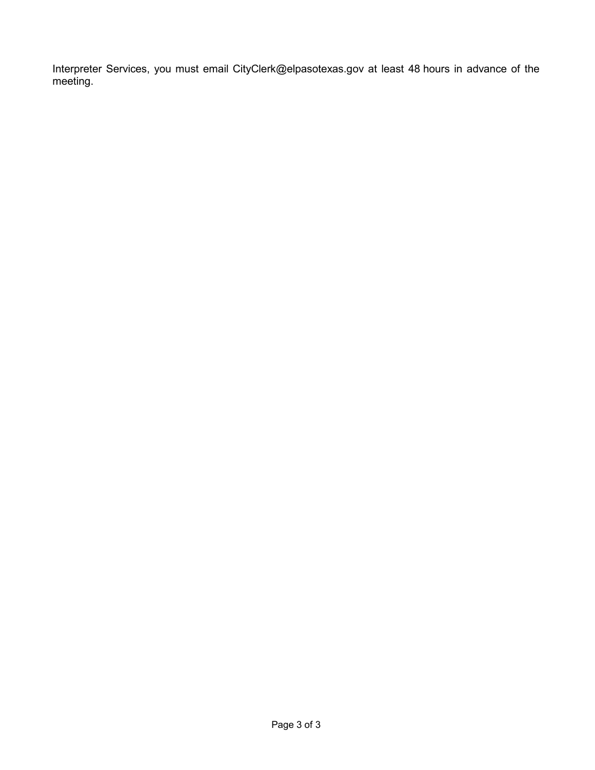Interpreter Services, you must email CityClerk@elpasotexas.gov at least 48 hours in advance of the meeting.